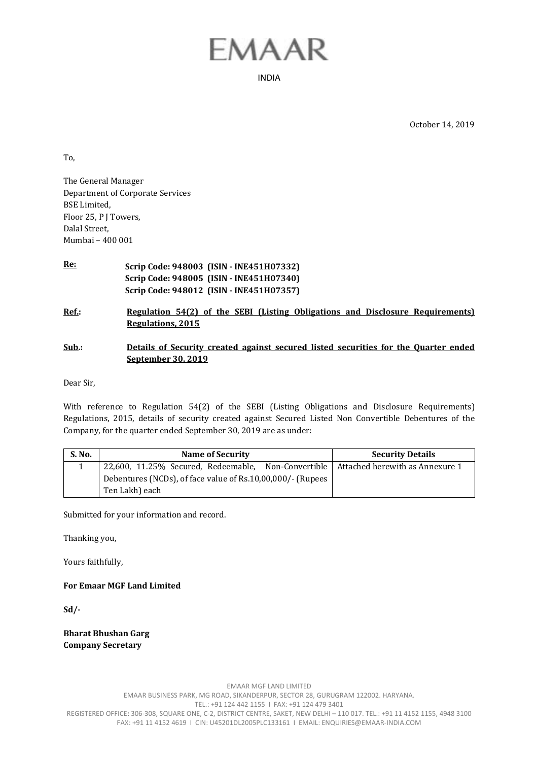# EMAAR

INDIA

October 14, 2019

To,

The General Manager
Department of Corporate Services
BSE Limited,
Floor 25, P J Towers,
Dalal Street,
Mumbai – 400 001

**Re:** **Scrip Code: 948003 (ISIN - INE451H07332)**
**Scrip Code: 948005 (ISIN - INE451H07340)**
**Scrip Code: 948012 (ISIN - INE451H07357)**

**Ref.:** **Regulation 54(2) of the SEBI (Listing Obligations and Disclosure Requirements) Regulations, 2015**

**Sub.:** **Details of Security created against secured listed securities for the Quarter ended September 30, 2019**

Dear Sir,

With reference to Regulation 54(2) of the SEBI (Listing Obligations and Disclosure Requirements) Regulations, 2015, details of security created against Secured Listed Non Convertible Debentures of the Company, for the quarter ended September 30, 2019 are as under:

| S. No. | Name of Security | Security Details |
|---|---|---|
| 1 | 22,600, 11.25% Secured, Redeemable, Non-Convertible Debentures (NCDs), of face value of Rs.10,00,000/- (Rupees Ten Lakh) each | Attached herewith as Annexure 1 |

Submitted for your information and record.

Thanking you,

Yours faithfully,

**For Emaar MGF Land Limited**

**Sd/-**

**Bharat Bhushan Garg**
**Company Secretary**

EMAAR MGF LAND LIMITED
EMAAR BUSINESS PARK, MG ROAD, SIKANDERPUR, SECTOR 28, GURUGRAM 122002. HARYANA.
TEL.: +91 124 442 1155 I FAX: +91 124 479 3401
REGISTERED OFFICE: 306-308, SQUARE ONE, C-2, DISTRICT CENTRE, SAKET, NEW DELHI – 110 017. TEL.: +91 11 4152 1155, 4948 3100
FAX: +91 11 4152 4619 I CIN: U45201DL2005PLC133161 I EMAIL: ENQUIRIES@EMAAR-INDIA.COM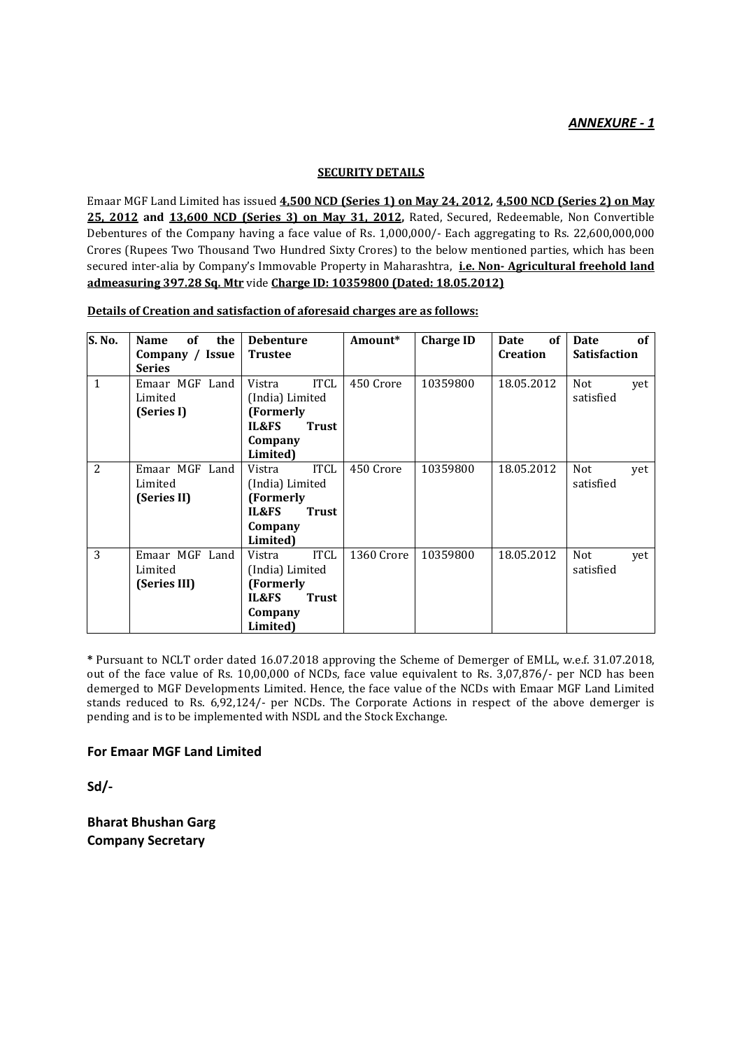***ANNEXURE - 1***

**SECURITY DETAILS**

Emaar MGF Land Limited has issued **4,500 NCD (Series 1) on May 24, 2012**, **4,500 NCD (Series 2) on May 25, 2012** **and** **13,600 NCD (Series 3) on May 31, 2012,** Rated, Secured, Redeemable, Non Convertible Debentures of the Company having a face value of Rs. 1,000,000/- Each aggregating to Rs. 22,600,000,000 Crores (Rupees Two Thousand Two Hundred Sixty Crores) to the below mentioned parties, which has been secured inter-alia by Company's Immovable Property in Maharashtra, **i.e. Non- Agricultural freehold land admeasuring 397.28 Sq. Mtr** vide **Charge ID: 10359800 (Dated: 18.05.2012)**

**Details of Creation and satisfaction of aforesaid charges are as follows:**

| S. No. | Name of the Company / Issue Series | Debenture Trustee | Amount* | Charge ID | Date of Creation | Date of Satisfaction |
|---|---|---|---|---|---|---|
| 1 | Emaar MGF Land Limited **(Series I)** | Vistra ITCL (India) Limited **(Formerly IL&FS Trust Company Limited)** | 450 Crore | 10359800 | 18.05.2012 | Not yet satisfied |
| 2 | Emaar MGF Land Limited **(Series II)** | Vistra ITCL (India) Limited **(Formerly IL&FS Trust Company Limited)** | 450 Crore | 10359800 | 18.05.2012 | Not yet satisfied |
| 3 | Emaar MGF Land Limited **(Series III)** | Vistra ITCL (India) Limited **(Formerly IL&FS Trust Company Limited)** | 1360 Crore | 10359800 | 18.05.2012 | Not yet satisfied |

* Pursuant to NCLT order dated 16.07.2018 approving the Scheme of Demerger of EMLL, w.e.f. 31.07.2018, out of the face value of Rs. 10,00,000 of NCDs, face value equivalent to Rs. 3,07,876/- per NCD has been demerged to MGF Developments Limited. Hence, the face value of the NCDs with Emaar MGF Land Limited stands reduced to Rs. 6,92,124/- per NCDs. The Corporate Actions in respect of the above demerger is pending and is to be implemented with NSDL and the Stock Exchange.

**For Emaar MGF Land Limited**

**Sd/-**

**Bharat Bhushan Garg**
**Company Secretary**